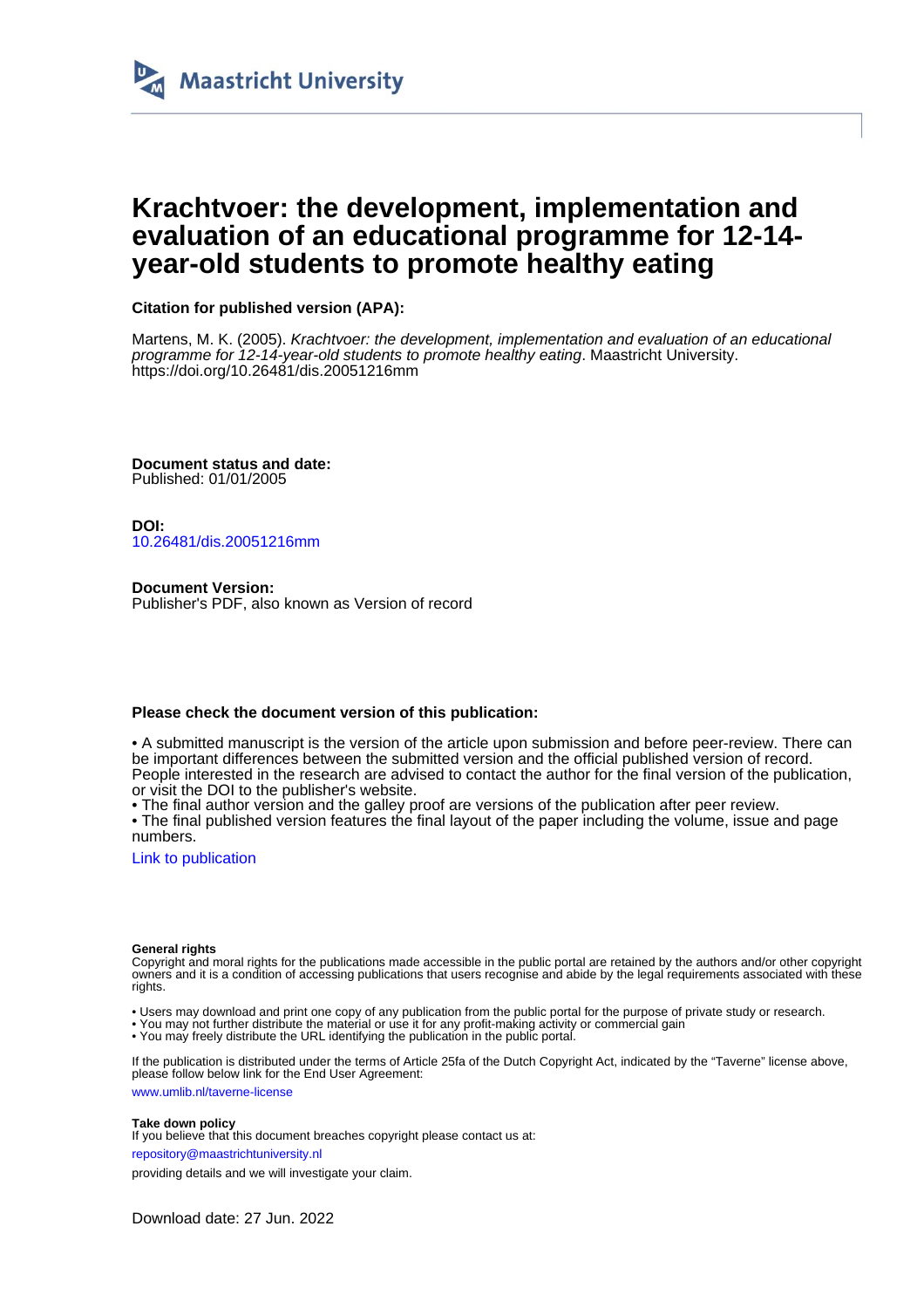Maastricht University

# Krachtvoer: the development, implementation and evaluation of an educational programme for 12-14-year-old students to promote healthy eating

**Citation for published version (APA):**

Martens, M. K. (2005). *Krachtvoer: the development, implementation and evaluation of an educational programme for 12-14-year-old students to promote healthy eating*. Maastricht University. https://doi.org/10.26481/dis.20051216mm

**Document status and date:**
Published: 01/01/2005

**DOI:**
10.26481/dis.20051216mm

**Document Version:**
Publisher's PDF, also known as Version of record

**Please check the document version of this publication:**

- A submitted manuscript is the version of the article upon submission and before peer-review. There can be important differences between the submitted version and the official published version of record. People interested in the research are advised to contact the author for the final version of the publication, or visit the DOI to the publisher's website.
- The final author version and the galley proof are versions of the publication after peer review.
- The final published version features the final layout of the paper including the volume, issue and page numbers.

Link to publication

**General rights**
Copyright and moral rights for the publications made accessible in the public portal are retained by the authors and/or other copyright owners and it is a condition of accessing publications that users recognise and abide by the legal requirements associated with these rights.

- Users may download and print one copy of any publication from the public portal for the purpose of private study or research.
- You may not further distribute the material or use it for any profit-making activity or commercial gain
- You may freely distribute the URL identifying the publication in the public portal.

If the publication is distributed under the terms of Article 25fa of the Dutch Copyright Act, indicated by the "Taverne" license above, please follow below link for the End User Agreement:

www.umlib.nl/taverne-license

**Take down policy**
If you believe that this document breaches copyright please contact us at:

repository@maastrichtuniversity.nl

providing details and we will investigate your claim.

Download date: 27 Jun. 2022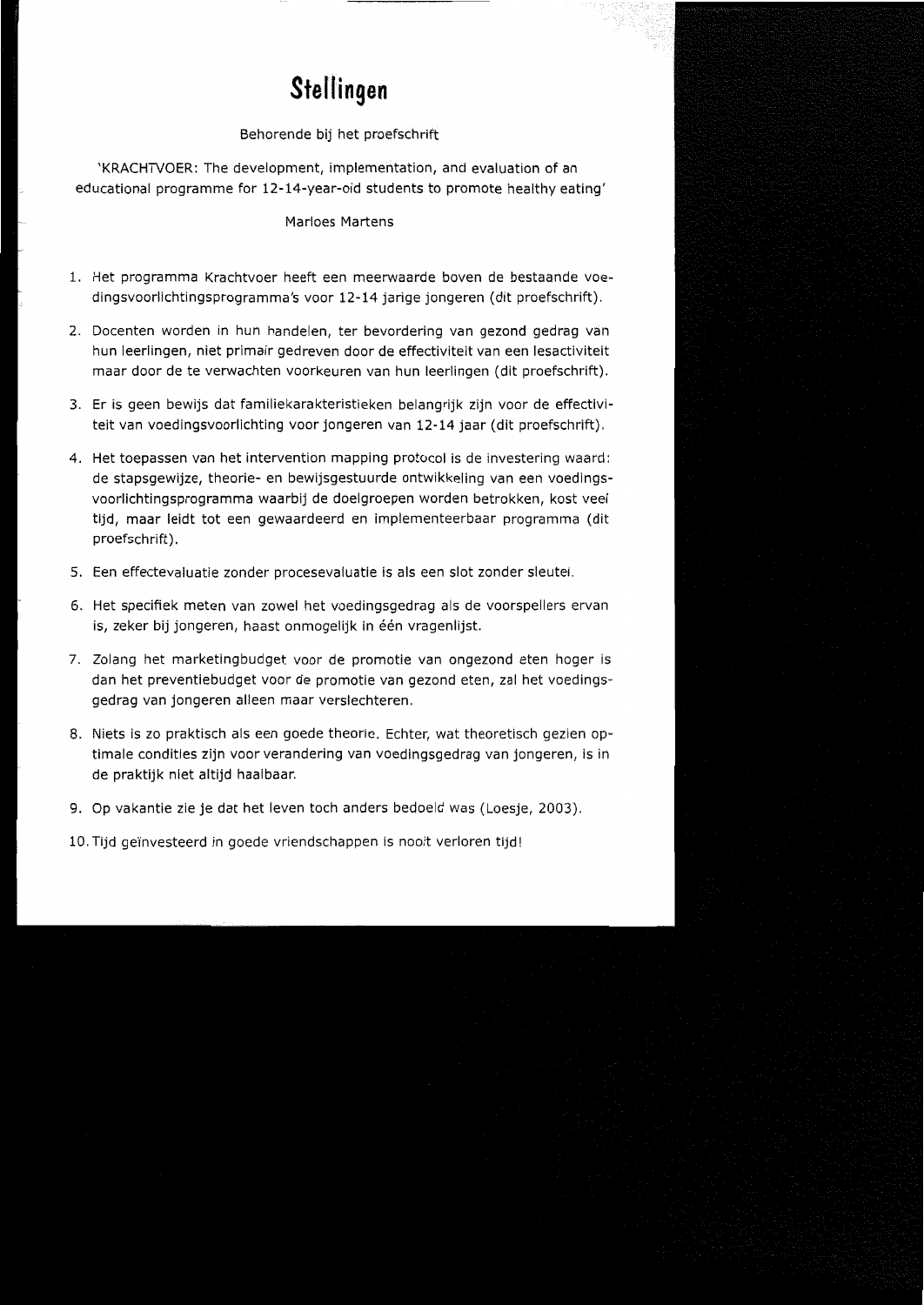# Stellingen

Behorende bij het proefschrift

'KRACHTVOER: The development, implementation, and evaluation of an educational programme for 12-14-year-old students to promote healthy eating'

Marloes Martens

1. Het programma Krachtvoer heeft een meerwaarde boven de bestaande voedingsvoorlichtingsprogramma's voor 12-14 jarige jongeren (dit proefschrift).
2. Docenten worden in hun handelen, ter bevordering van gezond gedrag van hun leerlingen, niet primair gedreven door de effectiviteit van een lesactiviteit maar door de te verwachten voorkeuren van hun leerlingen (dit proefschrift).
3. Er is geen bewijs dat familiekarakteristieken belangrijk zijn voor de effectiviteit van voedingsvoorlichting voor jongeren van 12-14 jaar (dit proefschrift).
4. Het toepassen van het intervention mapping protocol is de investering waard: de stapsgewijze, theorie- en bewijsgestuurde ontwikkeling van een voedingsvoorlichtingsprogramma waarbij de doelgroepen worden betrokken, kost veel tijd, maar leidt tot een gewaardeerd en implementeerbaar programma (dit proefschrift).
5. Een effectevaluatie zonder procesevaluatie is als een slot zonder sleutel.
6. Het specifiek meten van zowel het voedingsgedrag als de voorspellers ervan is, zeker bij jongeren, haast onmogelijk in één vragenlijst.
7. Zolang het marketingbudget voor de promotie van ongezond eten hoger is dan het preventiebudget voor de promotie van gezond eten, zal het voedingsgedrag van jongeren alleen maar verslechteren.
8. Niets is zo praktisch als een goede theorie. Echter, wat theoretisch gezien optimale condities zijn voor verandering van voedingsgedrag van jongeren, is in de praktijk niet altijd haalbaar.
9. Op vakantie zie je dat het leven toch anders bedoeld was (Loesje, 2003).
10. Tijd geïnvesteerd in goede vriendschappen is nooit verloren tijd!